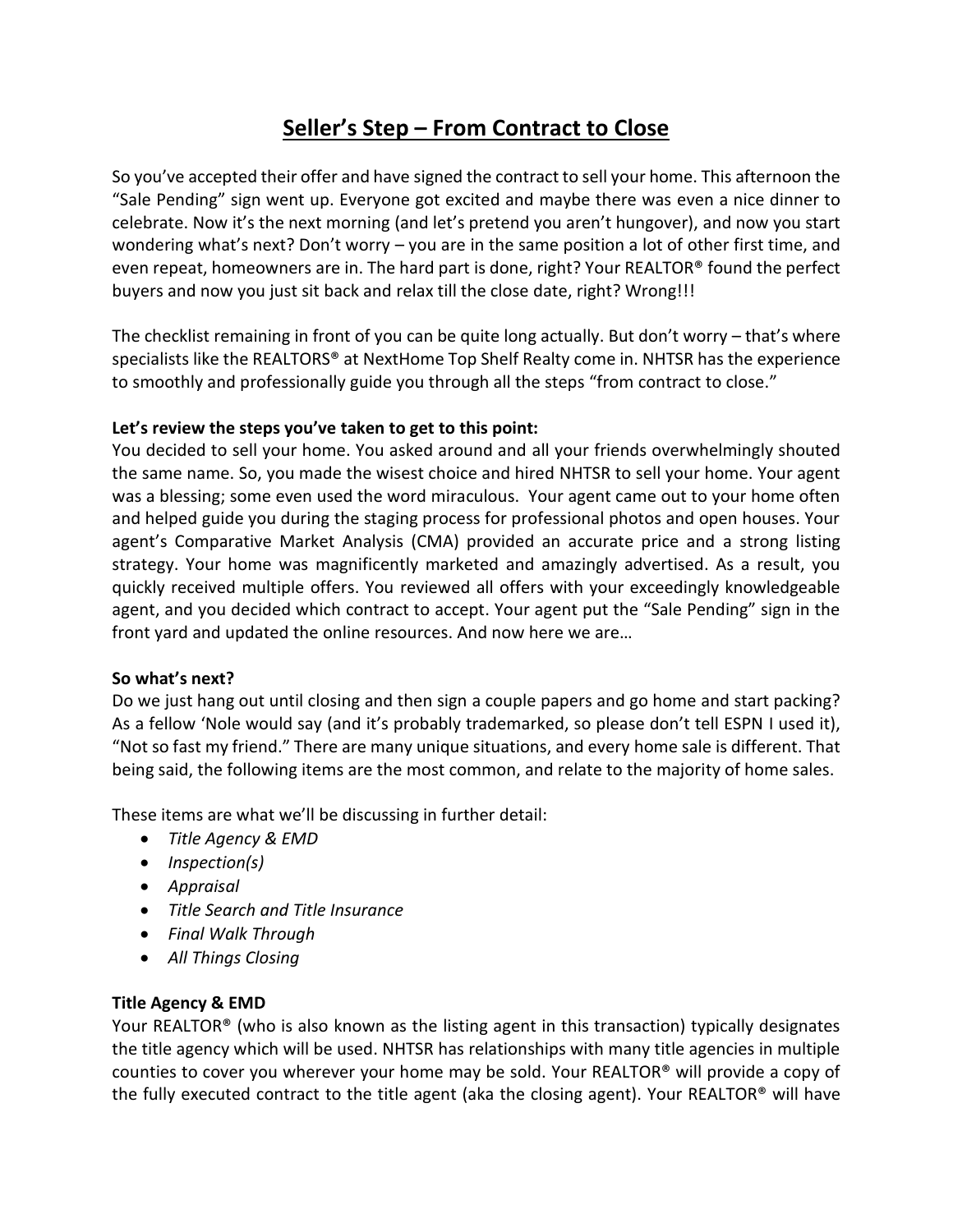# Seller's Step – From Contract to Close

So you've accepted their offer and have signed the contract to sell your home. This afternoon the "Sale Pending" sign went up. Everyone got excited and maybe there was even a nice dinner to celebrate. Now it's the next morning (and let's pretend you aren't hungover), and now you start wondering what's next? Don't worry – you are in the same position a lot of other first time, and even repeat, homeowners are in. The hard part is done, right? Your REALTOR® found the perfect buyers and now you just sit back and relax till the close date, right? Wrong!!!

The checklist remaining in front of you can be quite long actually. But don't worry – that's where specialists like the REALTORS® at NextHome Top Shelf Realty come in. NHTSR has the experience to smoothly and professionally guide you through all the steps "from contract to close."

**Let's review the steps you've taken to get to this point:**
You decided to sell your home. You asked around and all your friends overwhelmingly shouted the same name. So, you made the wisest choice and hired NHTSR to sell your home. Your agent was a blessing; some even used the word miraculous. Your agent came out to your home often and helped guide you during the staging process for professional photos and open houses. Your agent's Comparative Market Analysis (CMA) provided an accurate price and a strong listing strategy. Your home was magnificently marketed and amazingly advertised. As a result, you quickly received multiple offers. You reviewed all offers with your exceedingly knowledgeable agent, and you decided which contract to accept. Your agent put the "Sale Pending" sign in the front yard and updated the online resources. And now here we are…

**So what's next?**
Do we just hang out until closing and then sign a couple papers and go home and start packing? As a fellow 'Nole would say (and it's probably trademarked, so please don't tell ESPN I used it), "Not so fast my friend." There are many unique situations, and every home sale is different. That being said, the following items are the most common, and relate to the majority of home sales.

These items are what we'll be discussing in further detail:

- *Title Agency & EMD*
- *Inspection(s)*
- *Appraisal*
- *Title Search and Title Insurance*
- *Final Walk Through*
- *All Things Closing*

**Title Agency & EMD**
Your REALTOR® (who is also known as the listing agent in this transaction) typically designates the title agency which will be used. NHTSR has relationships with many title agencies in multiple counties to cover you wherever your home may be sold. Your REALTOR® will provide a copy of the fully executed contract to the title agent (aka the closing agent). Your REALTOR® will have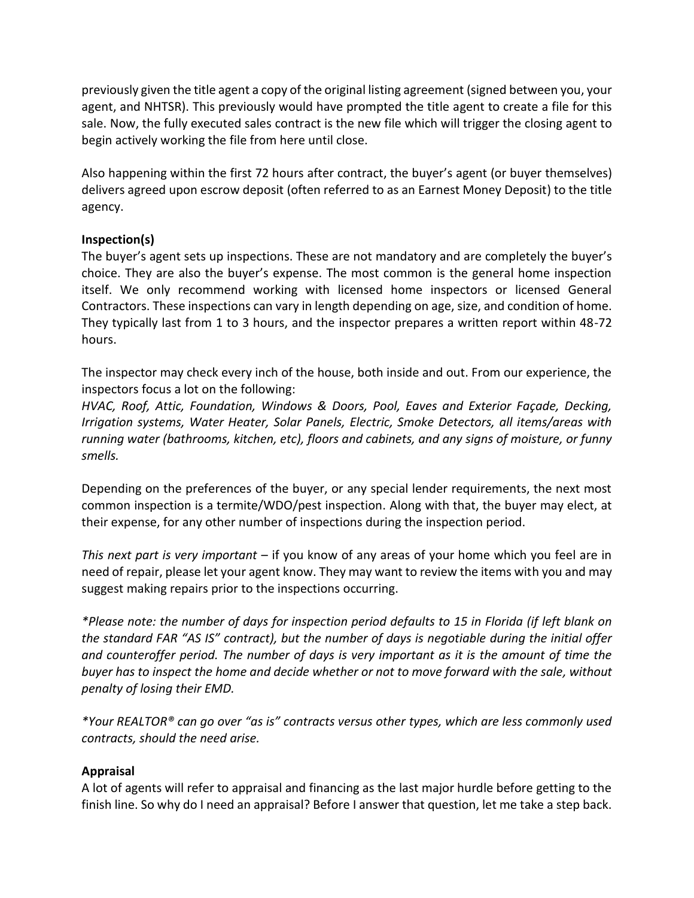previously given the title agent a copy of the original listing agreement (signed between you, your agent, and NHTSR). This previously would have prompted the title agent to create a file for this sale. Now, the fully executed sales contract is the new file which will trigger the closing agent to begin actively working the file from here until close.

Also happening within the first 72 hours after contract, the buyer's agent (or buyer themselves) delivers agreed upon escrow deposit (often referred to as an Earnest Money Deposit) to the title agency.

**Inspection(s)**

The buyer's agent sets up inspections. These are not mandatory and are completely the buyer's choice. They are also the buyer's expense. The most common is the general home inspection itself. We only recommend working with licensed home inspectors or licensed General Contractors. These inspections can vary in length depending on age, size, and condition of home. They typically last from 1 to 3 hours, and the inspector prepares a written report within 48-72 hours.

The inspector may check every inch of the house, both inside and out. From our experience, the inspectors focus a lot on the following:
*HVAC, Roof, Attic, Foundation, Windows & Doors, Pool, Eaves and Exterior Façade, Decking, Irrigation systems, Water Heater, Solar Panels, Electric, Smoke Detectors, all items/areas with running water (bathrooms, kitchen, etc), floors and cabinets, and any signs of moisture, or funny smells.*

Depending on the preferences of the buyer, or any special lender requirements, the next most common inspection is a termite/WDO/pest inspection. Along with that, the buyer may elect, at their expense, for any other number of inspections during the inspection period.

*This next part is very important* – if you know of any areas of your home which you feel are in need of repair, please let your agent know. They may want to review the items with you and may suggest making repairs prior to the inspections occurring.

*\*Please note: the number of days for inspection period defaults to 15 in Florida (if left blank on the standard FAR "AS IS" contract), but the number of days is negotiable during the initial offer and counteroffer period. The number of days is very important as it is the amount of time the buyer has to inspect the home and decide whether or not to move forward with the sale, without penalty of losing their EMD.*

*\*Your REALTOR® can go over "as is" contracts versus other types, which are less commonly used contracts, should the need arise.*

**Appraisal**

A lot of agents will refer to appraisal and financing as the last major hurdle before getting to the finish line. So why do I need an appraisal? Before I answer that question, let me take a step back.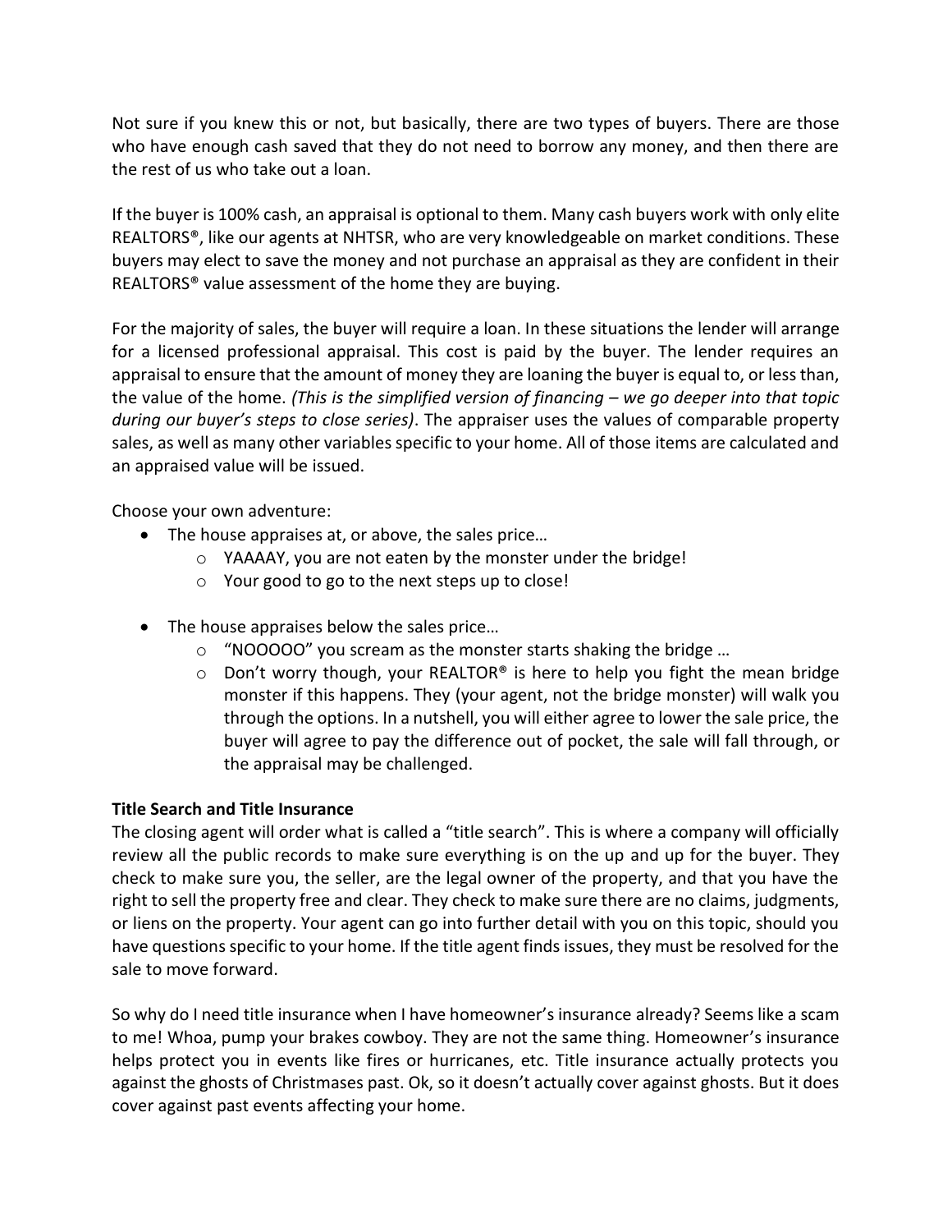Not sure if you knew this or not, but basically, there are two types of buyers. There are those who have enough cash saved that they do not need to borrow any money, and then there are the rest of us who take out a loan.

If the buyer is 100% cash, an appraisal is optional to them. Many cash buyers work with only elite REALTORS®, like our agents at NHTSR, who are very knowledgeable on market conditions. These buyers may elect to save the money and not purchase an appraisal as they are confident in their REALTORS® value assessment of the home they are buying.

For the majority of sales, the buyer will require a loan. In these situations the lender will arrange for a licensed professional appraisal. This cost is paid by the buyer. The lender requires an appraisal to ensure that the amount of money they are loaning the buyer is equal to, or less than, the value of the home. *(This is the simplified version of financing – we go deeper into that topic during our buyer's steps to close series)*. The appraiser uses the values of comparable property sales, as well as many other variables specific to your home. All of those items are calculated and an appraised value will be issued.

Choose your own adventure:

- The house appraises at, or above, the sales price…
  - YAAAAY, you are not eaten by the monster under the bridge!
  - Your good to go to the next steps up to close!

- The house appraises below the sales price…
  - "NOOOOO" you scream as the monster starts shaking the bridge …
  - Don't worry though, your REALTOR® is here to help you fight the mean bridge monster if this happens. They (your agent, not the bridge monster) will walk you through the options. In a nutshell, you will either agree to lower the sale price, the buyer will agree to pay the difference out of pocket, the sale will fall through, or the appraisal may be challenged.

**Title Search and Title Insurance**

The closing agent will order what is called a "title search". This is where a company will officially review all the public records to make sure everything is on the up and up for the buyer. They check to make sure you, the seller, are the legal owner of the property, and that you have the right to sell the property free and clear. They check to make sure there are no claims, judgments, or liens on the property. Your agent can go into further detail with you on this topic, should you have questions specific to your home. If the title agent finds issues, they must be resolved for the sale to move forward.

So why do I need title insurance when I have homeowner's insurance already? Seems like a scam to me! Whoa, pump your brakes cowboy. They are not the same thing. Homeowner's insurance helps protect you in events like fires or hurricanes, etc. Title insurance actually protects you against the ghosts of Christmases past. Ok, so it doesn't actually cover against ghosts. But it does cover against past events affecting your home.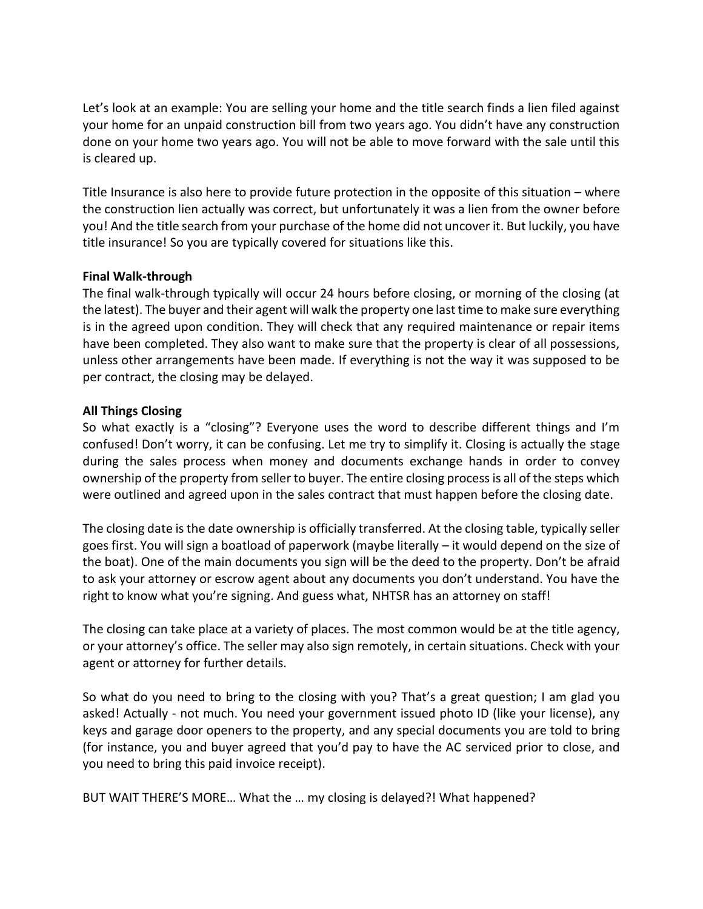Let's look at an example: You are selling your home and the title search finds a lien filed against your home for an unpaid construction bill from two years ago. You didn't have any construction done on your home two years ago. You will not be able to move forward with the sale until this is cleared up.

Title Insurance is also here to provide future protection in the opposite of this situation – where the construction lien actually was correct, but unfortunately it was a lien from the owner before you! And the title search from your purchase of the home did not uncover it. But luckily, you have title insurance! So you are typically covered for situations like this.

**Final Walk-through**
The final walk-through typically will occur 24 hours before closing, or morning of the closing (at the latest). The buyer and their agent will walk the property one last time to make sure everything is in the agreed upon condition. They will check that any required maintenance or repair items have been completed. They also want to make sure that the property is clear of all possessions, unless other arrangements have been made. If everything is not the way it was supposed to be per contract, the closing may be delayed.

**All Things Closing**
So what exactly is a "closing"? Everyone uses the word to describe different things and I'm confused! Don't worry, it can be confusing. Let me try to simplify it. Closing is actually the stage during the sales process when money and documents exchange hands in order to convey ownership of the property from seller to buyer. The entire closing process is all of the steps which were outlined and agreed upon in the sales contract that must happen before the closing date.

The closing date is the date ownership is officially transferred. At the closing table, typically seller goes first. You will sign a boatload of paperwork (maybe literally – it would depend on the size of the boat). One of the main documents you sign will be the deed to the property. Don't be afraid to ask your attorney or escrow agent about any documents you don't understand. You have the right to know what you're signing. And guess what, NHTSR has an attorney on staff!

The closing can take place at a variety of places. The most common would be at the title agency, or your attorney's office. The seller may also sign remotely, in certain situations. Check with your agent or attorney for further details.

So what do you need to bring to the closing with you? That's a great question; I am glad you asked! Actually - not much. You need your government issued photo ID (like your license), any keys and garage door openers to the property, and any special documents you are told to bring (for instance, you and buyer agreed that you'd pay to have the AC serviced prior to close, and you need to bring this paid invoice receipt).

BUT WAIT THERE'S MORE… What the … my closing is delayed?! What happened?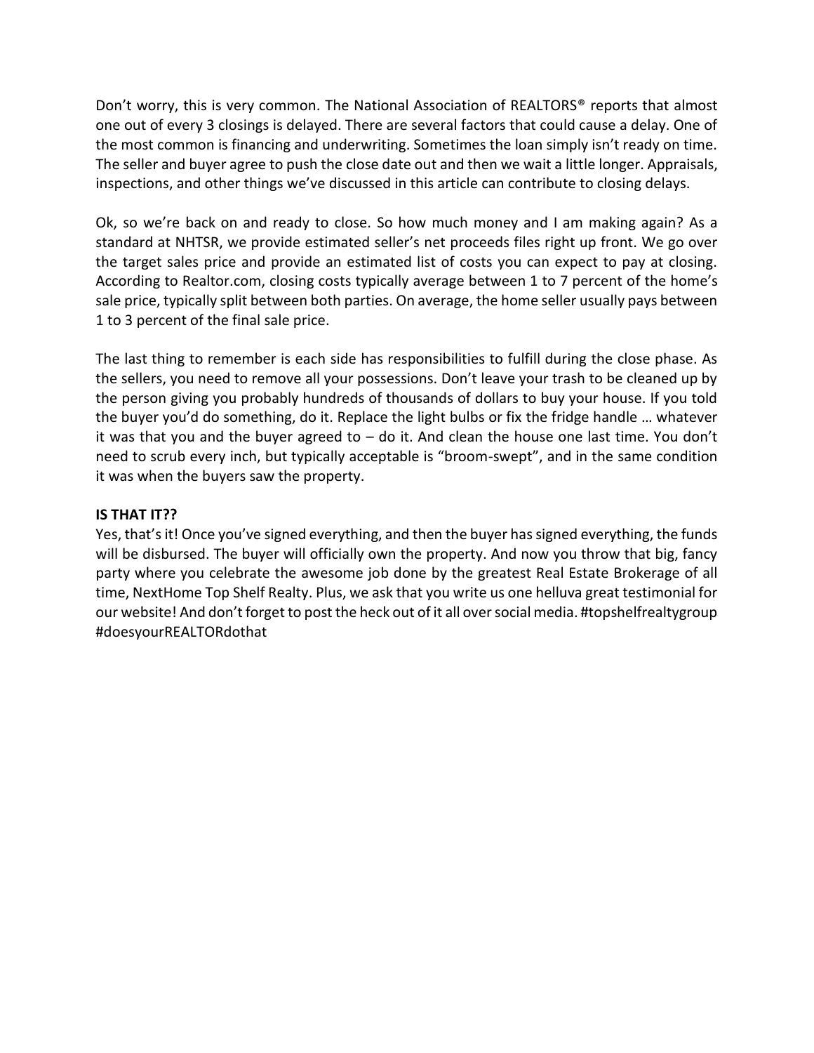Don't worry, this is very common. The National Association of REALTORS® reports that almost one out of every 3 closings is delayed. There are several factors that could cause a delay. One of the most common is financing and underwriting. Sometimes the loan simply isn't ready on time. The seller and buyer agree to push the close date out and then we wait a little longer. Appraisals, inspections, and other things we've discussed in this article can contribute to closing delays.

Ok, so we're back on and ready to close. So how much money and I am making again? As a standard at NHTSR, we provide estimated seller's net proceeds files right up front. We go over the target sales price and provide an estimated list of costs you can expect to pay at closing. According to Realtor.com, closing costs typically average between 1 to 7 percent of the home's sale price, typically split between both parties. On average, the home seller usually pays between 1 to 3 percent of the final sale price.

The last thing to remember is each side has responsibilities to fulfill during the close phase. As the sellers, you need to remove all your possessions. Don't leave your trash to be cleaned up by the person giving you probably hundreds of thousands of dollars to buy your house. If you told the buyer you'd do something, do it. Replace the light bulbs or fix the fridge handle … whatever it was that you and the buyer agreed to – do it. And clean the house one last time. You don't need to scrub every inch, but typically acceptable is "broom-swept", and in the same condition it was when the buyers saw the property.

**IS THAT IT??**

Yes, that's it! Once you've signed everything, and then the buyer has signed everything, the funds will be disbursed. The buyer will officially own the property. And now you throw that big, fancy party where you celebrate the awesome job done by the greatest Real Estate Brokerage of all time, NextHome Top Shelf Realty. Plus, we ask that you write us one helluva great testimonial for our website! And don't forget to post the heck out of it all over social media. #topshelfrealtygroup #doesyourREALTORdothat